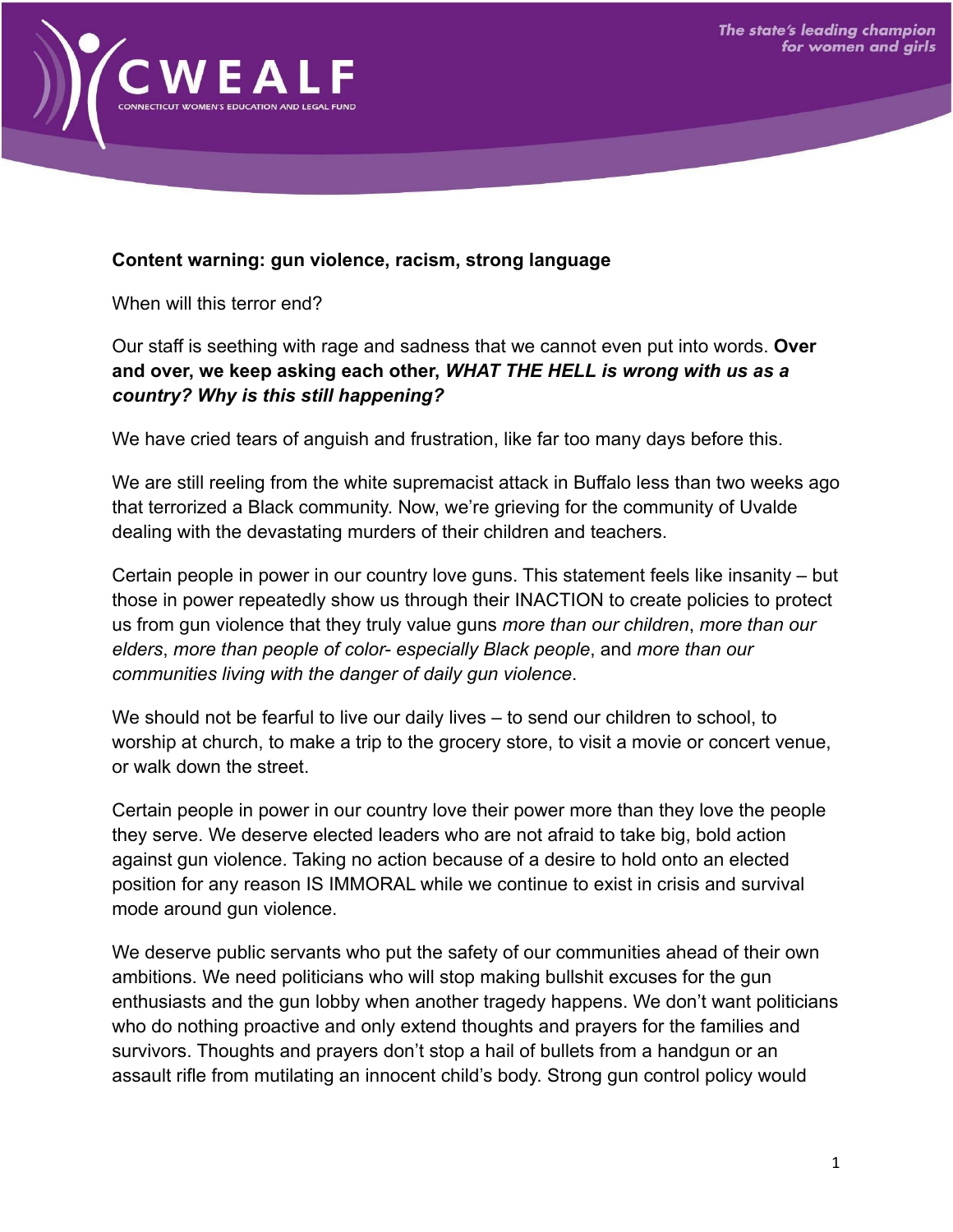**Content warning: gun violence, racism, strong language**

When will this terror end?

Our staff is seething with rage and sadness that we cannot even put into words. **Over and over, we keep asking each other, *WHAT THE HELL is wrong with us as a country? Why is this still happening?***

We have cried tears of anguish and frustration, like far too many days before this.

We are still reeling from the white supremacist attack in Buffalo less than two weeks ago that terrorized a Black community. Now, we're grieving for the community of Uvalde dealing with the devastating murders of their children and teachers.

Certain people in power in our country love guns. This statement feels like insanity – but those in power repeatedly show us through their INACTION to create policies to protect us from gun violence that they truly value guns *more than our children*, *more than our elders*, *more than people of color- especially Black people*, and *more than our communities living with the danger of daily gun violence*.

We should not be fearful to live our daily lives – to send our children to school, to worship at church, to make a trip to the grocery store, to visit a movie or concert venue, or walk down the street.

Certain people in power in our country love their power more than they love the people they serve. We deserve elected leaders who are not afraid to take big, bold action against gun violence. Taking no action because of a desire to hold onto an elected position for any reason IS IMMORAL while we continue to exist in crisis and survival mode around gun violence.

We deserve public servants who put the safety of our communities ahead of their own ambitions. We need politicians who will stop making bullshit excuses for the gun enthusiasts and the gun lobby when another tragedy happens. We don't want politicians who do nothing proactive and only extend thoughts and prayers for the families and survivors. Thoughts and prayers don't stop a hail of bullets from a handgun or an assault rifle from mutilating an innocent child's body. Strong gun control policy would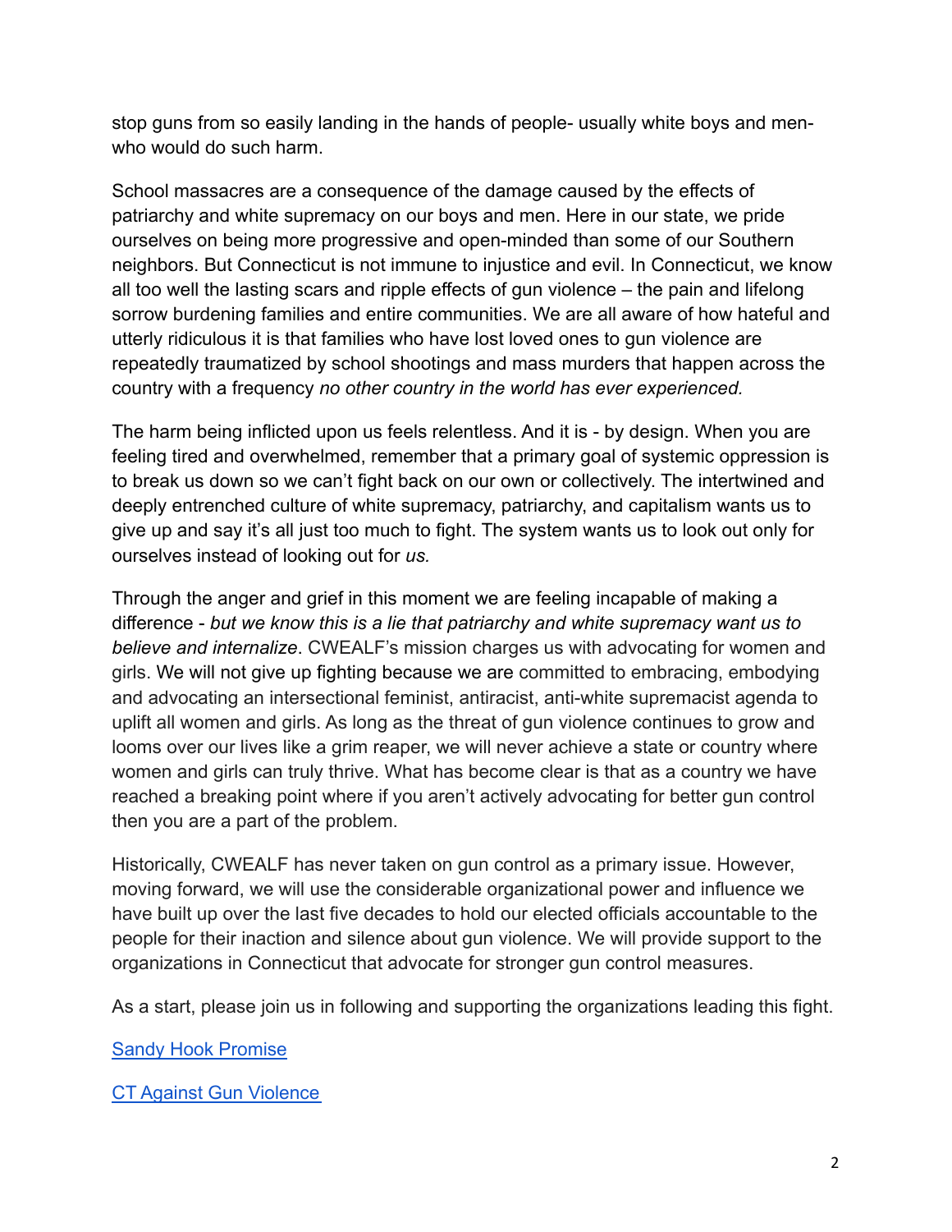stop guns from so easily landing in the hands of people- usually white boys and men- who would do such harm.

School massacres are a consequence of the damage caused by the effects of patriarchy and white supremacy on our boys and men. Here in our state, we pride ourselves on being more progressive and open-minded than some of our Southern neighbors. But Connecticut is not immune to injustice and evil. In Connecticut, we know all too well the lasting scars and ripple effects of gun violence – the pain and lifelong sorrow burdening families and entire communities. We are all aware of how hateful and utterly ridiculous it is that families who have lost loved ones to gun violence are repeatedly traumatized by school shootings and mass murders that happen across the country with a frequency *no other country in the world has ever experienced.*

The harm being inflicted upon us feels relentless. And it is - by design. When you are feeling tired and overwhelmed, remember that a primary goal of systemic oppression is to break us down so we can't fight back on our own or collectively. The intertwined and deeply entrenched culture of white supremacy, patriarchy, and capitalism wants us to give up and say it's all just too much to fight. The system wants us to look out only for ourselves instead of looking out for *us.*

Through the anger and grief in this moment we are feeling incapable of making a difference - *but we know this is a lie that patriarchy and white supremacy want us to believe and internalize*. CWEALF's mission charges us with advocating for women and girls. We will not give up fighting because we are committed to embracing, embodying and advocating an intersectional feminist, antiracist, anti-white supremacist agenda to uplift all women and girls. As long as the threat of gun violence continues to grow and looms over our lives like a grim reaper, we will never achieve a state or country where women and girls can truly thrive. What has become clear is that as a country we have reached a breaking point where if you aren't actively advocating for better gun control then you are a part of the problem.

Historically, CWEALF has never taken on gun control as a primary issue. However, moving forward, we will use the considerable organizational power and influence we have built up over the last five decades to hold our elected officials accountable to the people for their inaction and silence about gun violence. We will provide support to the organizations in Connecticut that advocate for stronger gun control measures.

As a start, please join us in following and supporting the organizations leading this fight.

Sandy Hook Promise

CT Against Gun Violence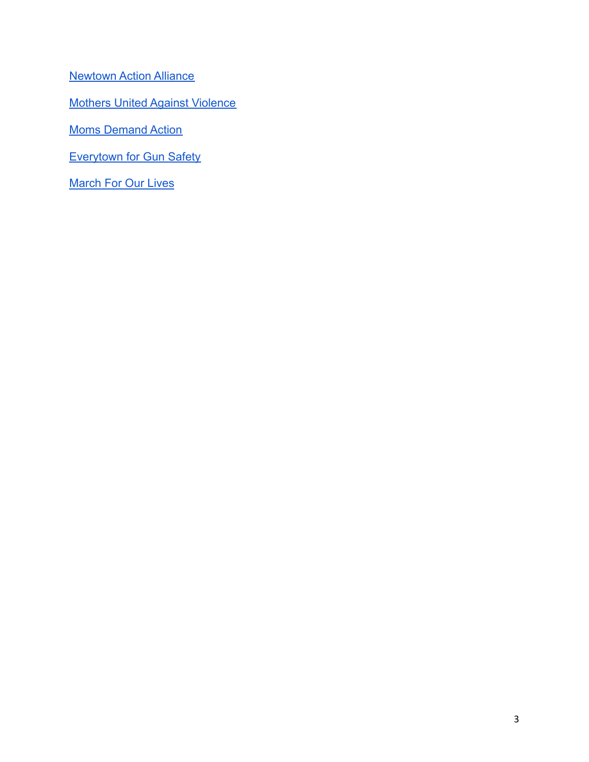Newtown Action Alliance

Mothers United Against Violence

Moms Demand Action

Everytown for Gun Safety

March For Our Lives